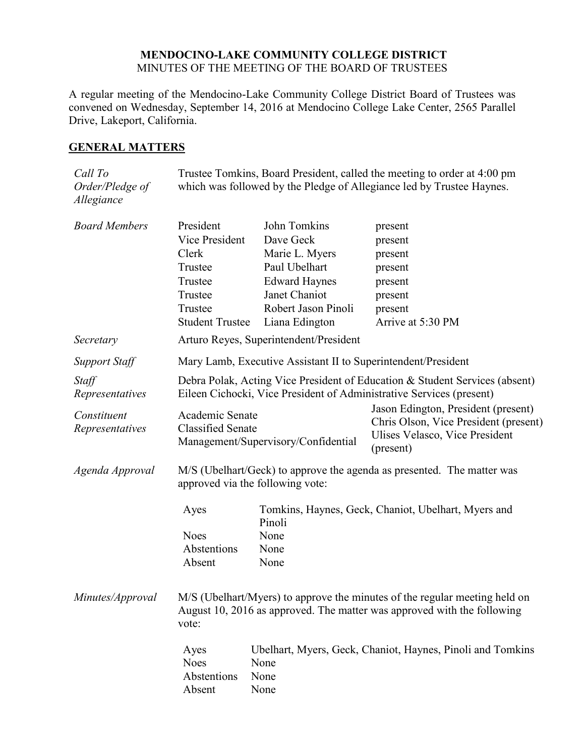# MENDOCINO-LAKE COMMUNITY COLLEGE DISTRICT

MINUTES OF THE MEETING OF THE BOARD OF TRUSTEES

A regular meeting of the Mendocino-Lake Community College District Board of Trustees was convened on Wednesday, September 14, 2016 at Mendocino College Lake Center, 2565 Parallel Drive, Lakeport, California.

## GENERAL MATTERS

*Call To Order/Pledge of Allegiance*

Trustee Tomkins, Board President, called the meeting to order at 4:00 pm which was followed by the Pledge of Allegiance led by Trustee Haynes.

*Board Members*

| | | |
|---|---|---|
| President | John Tomkins | present |
| Vice President | Dave Geck | present |
| Clerk | Marie L. Myers | present |
| Trustee | Paul Ubelhart | present |
| Trustee | Edward Haynes | present |
| Trustee | Janet Chaniot | present |
| Trustee | Robert Jason Pinoli | present |
| Student Trustee | Liana Edington | Arrive at 5:30 PM |

*Secretary*

Arturo Reyes, Superintendent/President

*Support Staff*

Mary Lamb, Executive Assistant II to Superintendent/President

*Staff Representatives*

Debra Polak, Acting Vice President of Education & Student Services (absent)
Eileen Cichocki, Vice President of Administrative Services (present)

*Constituent Representatives*

| | |
|---|---|
| Academic Senate | Jason Edington, President (present) |
| Classified Senate | Chris Olson, Vice President (present) |
| Management/Supervisory/Confidential | Ulises Velasco, Vice President (present) |

*Agenda Approval*

M/S (Ubelhart/Geck) to approve the agenda as presented. The matter was approved via the following vote:

| | |
|---|---|
| Ayes | Tomkins, Haynes, Geck, Chaniot, Ubelhart, Myers and Pinoli |
| Noes | None |
| Abstentions | None |
| Absent | None |

*Minutes/Approval*

M/S (Ubelhart/Myers) to approve the minutes of the regular meeting held on August 10, 2016 as approved. The matter was approved with the following vote:

| | |
|---|---|
| Ayes | Ubelhart, Myers, Geck, Chaniot, Haynes, Pinoli and Tomkins |
| Noes | None |
| Abstentions | None |
| Absent | None |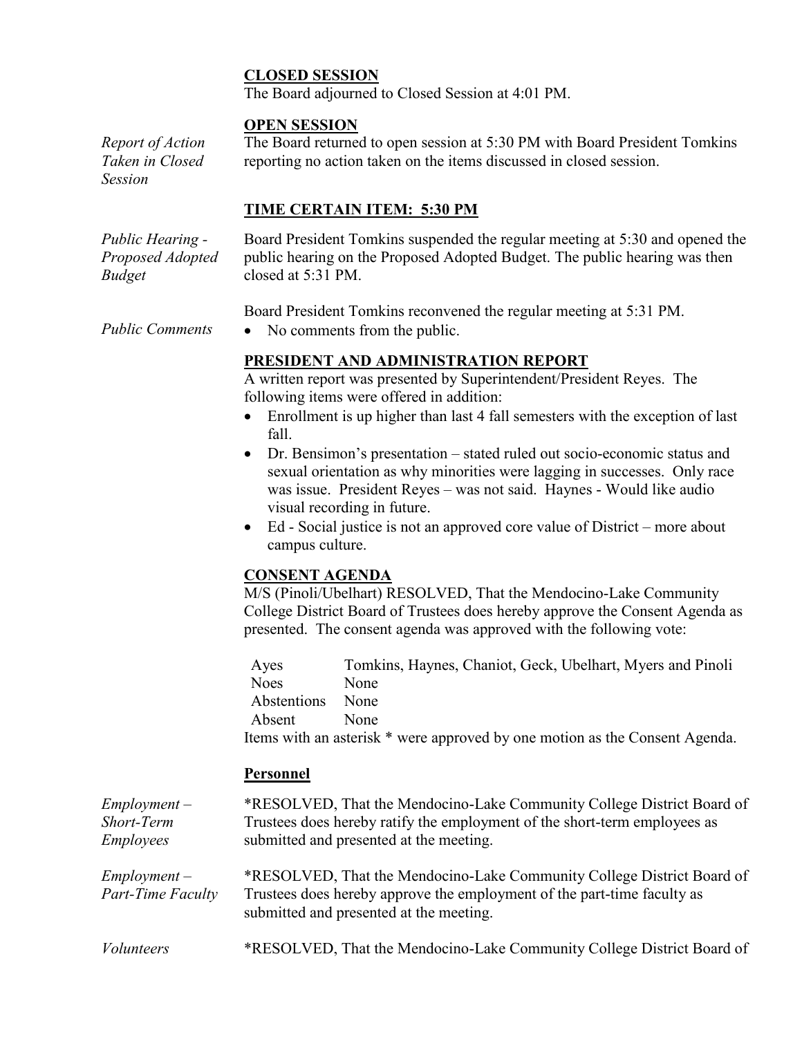**CLOSED SESSION**

The Board adjourned to Closed Session at 4:01 PM.

**OPEN SESSION**

*Report of Action Taken in Closed Session*

The Board returned to open session at 5:30 PM with Board President Tomkins reporting no action taken on the items discussed in closed session.

**TIME CERTAIN ITEM: 5:30 PM**

*Public Hearing - Proposed Adopted Budget*

Board President Tomkins suspended the regular meeting at 5:30 and opened the public hearing on the Proposed Adopted Budget. The public hearing was then closed at 5:31 PM.

Board President Tomkins reconvened the regular meeting at 5:31 PM.

*Public Comments*

- No comments from the public.

**PRESIDENT AND ADMINISTRATION REPORT**

A written report was presented by Superintendent/President Reyes. The following items were offered in addition:

- Enrollment is up higher than last 4 fall semesters with the exception of last fall.
- Dr. Bensimon's presentation – stated ruled out socio-economic status and sexual orientation as why minorities were lagging in successes. Only race was issue. President Reyes – was not said. Haynes - Would like audio visual recording in future.
- Ed - Social justice is not an approved core value of District – more about campus culture.

**CONSENT AGENDA**

M/S (Pinoli/Ubelhart) RESOLVED, That the Mendocino-Lake Community College District Board of Trustees does hereby approve the Consent Agenda as presented. The consent agenda was approved with the following vote:

| | |
|---|---|
| Ayes | Tomkins, Haynes, Chaniot, Geck, Ubelhart, Myers and Pinoli |
| Noes | None |
| Abstentions | None |
| Absent | None |

Items with an asterisk * were approved by one motion as the Consent Agenda.

**Personnel**

*Employment – Short-Term Employees*

*RESOLVED, That the Mendocino-Lake Community College District Board of Trustees does hereby ratify the employment of the short-term employees as submitted and presented at the meeting.

*Employment – Part-Time Faculty*

*RESOLVED, That the Mendocino-Lake Community College District Board of Trustees does hereby approve the employment of the part-time faculty as submitted and presented at the meeting.

*Volunteers*

*RESOLVED, That the Mendocino-Lake Community College District Board of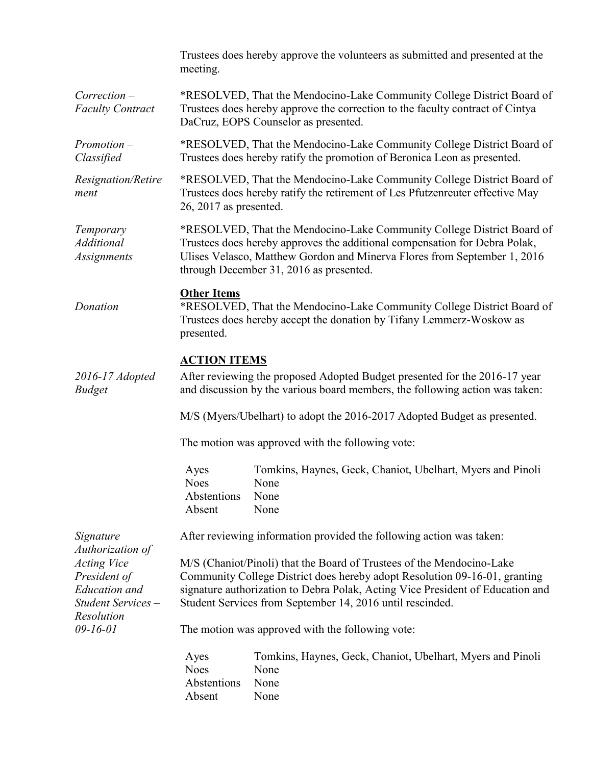Trustees does hereby approve the volunteers as submitted and presented at the meeting.

*Correction – Faculty Contract*

*RESOLVED, That the Mendocino-Lake Community College District Board of Trustees does hereby approve the correction to the faculty contract of Cintya DaCruz, EOPS Counselor as presented.

*Promotion – Classified*

*RESOLVED, That the Mendocino-Lake Community College District Board of Trustees does hereby ratify the promotion of Beronica Leon as presented.

*Resignation/Retirement*

*RESOLVED, That the Mendocino-Lake Community College District Board of Trustees does hereby ratify the retirement of Les Pfutzenreuter effective May 26, 2017 as presented.

*Temporary Additional Assignments*

*RESOLVED, That the Mendocino-Lake Community College District Board of Trustees does hereby approves the additional compensation for Debra Polak, Ulises Velasco, Matthew Gordon and Minerva Flores from September 1, 2016 through December 31, 2016 as presented.

**Other Items**

*Donation*

*RESOLVED, That the Mendocino-Lake Community College District Board of Trustees does hereby accept the donation by Tifany Lemmerz-Woskow as presented.

**ACTION ITEMS**

*2016-17 Adopted Budget*

After reviewing the proposed Adopted Budget presented for the 2016-17 year and discussion by the various board members, the following action was taken:

M/S (Myers/Ubelhart) to adopt the 2016-2017 Adopted Budget as presented.

The motion was approved with the following vote:

| | |
|---|---|
| Ayes | Tomkins, Haynes, Geck, Chaniot, Ubelhart, Myers and Pinoli |
| Noes | None |
| Abstentions | None |
| Absent | None |

*Signature Authorization of Acting Vice President of Education and Student Services – Resolution 09-16-01*

After reviewing information provided the following action was taken:

M/S (Chaniot/Pinoli) that the Board of Trustees of the Mendocino-Lake Community College District does hereby adopt Resolution 09-16-01, granting signature authorization to Debra Polak, Acting Vice President of Education and Student Services from September 14, 2016 until rescinded.

The motion was approved with the following vote:

| | |
|---|---|
| Ayes | Tomkins, Haynes, Geck, Chaniot, Ubelhart, Myers and Pinoli |
| Noes | None |
| Abstentions | None |
| Absent | None |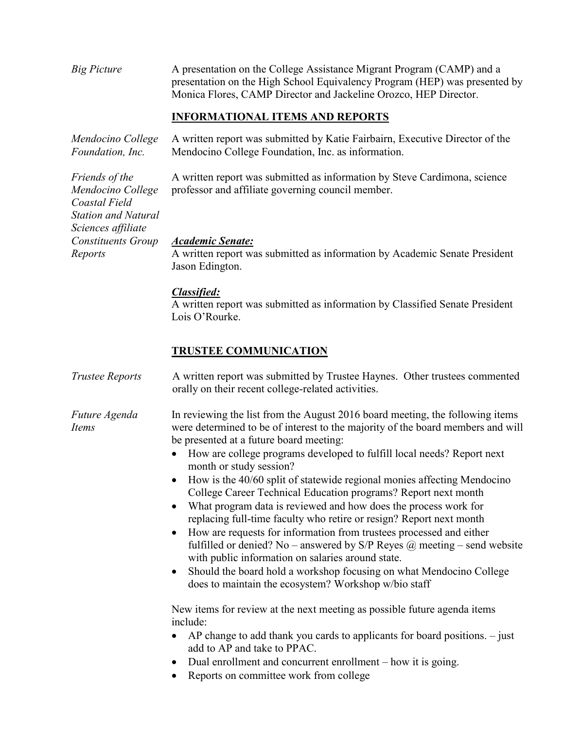*Big Picture*

A presentation on the College Assistance Migrant Program (CAMP) and a presentation on the High School Equivalency Program (HEP) was presented by Monica Flores, CAMP Director and Jackeline Orozco, HEP Director.

## INFORMATIONAL ITEMS AND REPORTS

*Mendocino College Foundation, Inc.*

A written report was submitted by Katie Fairbairn, Executive Director of the Mendocino College Foundation, Inc. as information.

*Friends of the Mendocino College Coastal Field Station and Natural Sciences affiliate*

A written report was submitted as information by Steve Cardimona, science professor and affiliate governing council member.

*Constituents Group Reports*

***Academic Senate:***
A written report was submitted as information by Academic Senate President Jason Edington.

***Classified:***
A written report was submitted as information by Classified Senate President Lois O'Rourke.

## TRUSTEE COMMUNICATION

*Trustee Reports*

A written report was submitted by Trustee Haynes. Other trustees commented orally on their recent college-related activities.

*Future Agenda Items*

In reviewing the list from the August 2016 board meeting, the following items were determined to be of interest to the majority of the board members and will be presented at a future board meeting:

- How are college programs developed to fulfill local needs? Report next month or study session?
- How is the 40/60 split of statewide regional monies affecting Mendocino College Career Technical Education programs? Report next month
- What program data is reviewed and how does the process work for replacing full-time faculty who retire or resign? Report next month
- How are requests for information from trustees processed and either fulfilled or denied? No – answered by S/P Reyes @ meeting – send website with public information on salaries around state.
- Should the board hold a workshop focusing on what Mendocino College does to maintain the ecosystem? Workshop w/bio staff

New items for review at the next meeting as possible future agenda items include:

- AP change to add thank you cards to applicants for board positions. – just add to AP and take to PPAC.
- Dual enrollment and concurrent enrollment – how it is going.
- Reports on committee work from college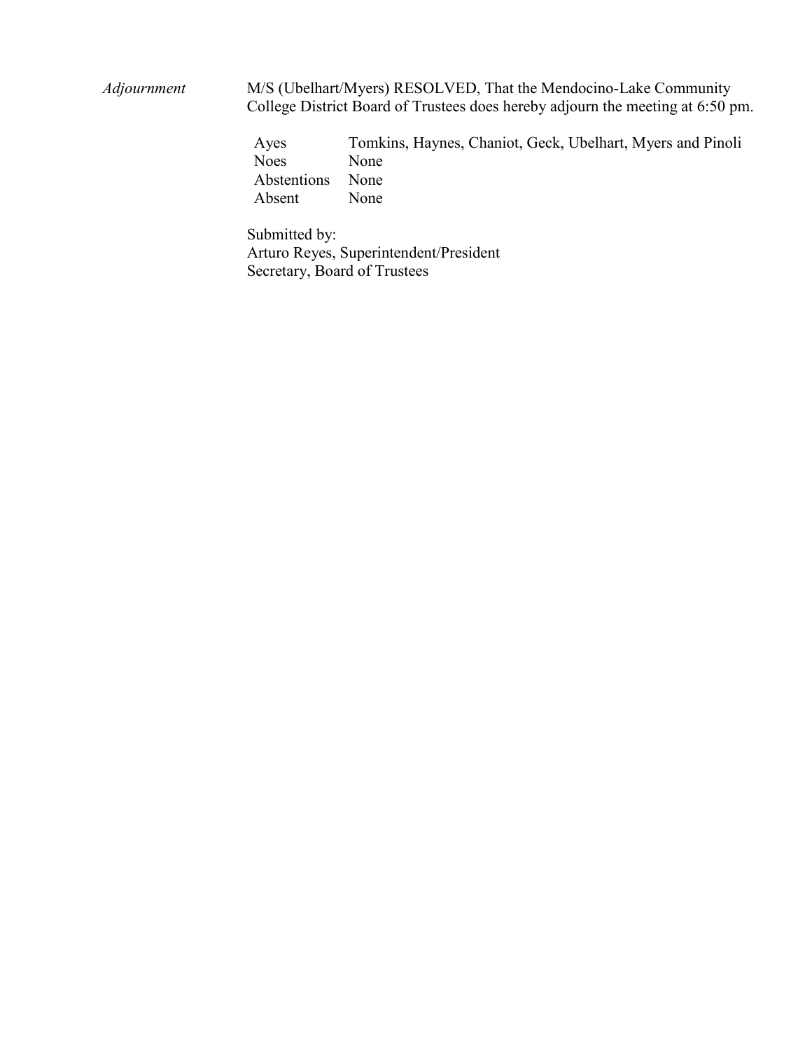*Adjournment* M/S (Ubelhart/Myers) RESOLVED, That the Mendocino-Lake Community College District Board of Trustees does hereby adjourn the meeting at 6:50 pm.

| | |
|---|---|
| Ayes | Tomkins, Haynes, Chaniot, Geck, Ubelhart, Myers and Pinoli |
| Noes | None |
| Abstentions | None |
| Absent | None |

Submitted by:
Arturo Reyes, Superintendent/President
Secretary, Board of Trustees